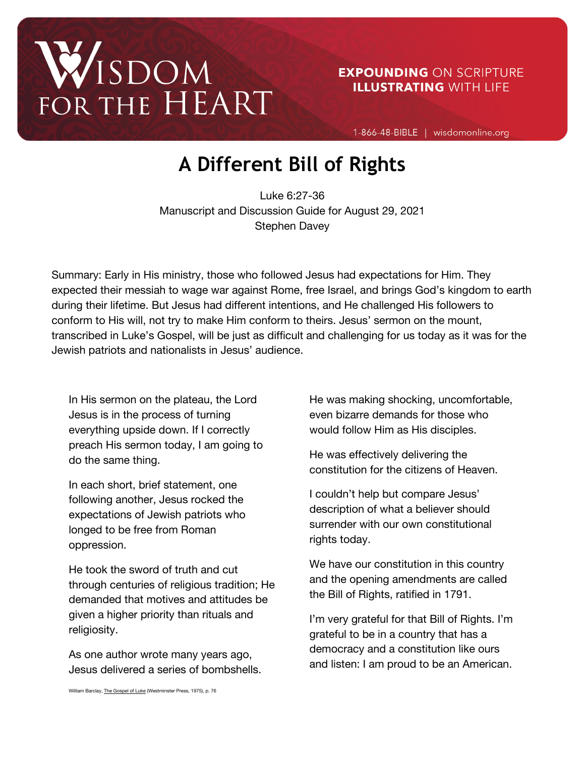# WISDOM FOR THE HEART

**EXPOUNDING** ON SCRIPTURE
**ILLUSTRATING** WITH LIFE

1-866-48-BIBLE | wisdomonline.org

# A Different Bill of Rights

Luke 6:27-36
Manuscript and Discussion Guide for August 29, 2021
Stephen Davey

Summary: Early in His ministry, those who followed Jesus had expectations for Him. They expected their messiah to wage war against Rome, free Israel, and brings God's kingdom to earth during their lifetime. But Jesus had different intentions, and He challenged His followers to conform to His will, not try to make Him conform to theirs. Jesus' sermon on the mount, transcribed in Luke's Gospel, will be just as difficult and challenging for us today as it was for the Jewish patriots and nationalists in Jesus' audience.

In His sermon on the plateau, the Lord Jesus is in the process of turning everything upside down. If I correctly preach His sermon today, I am going to do the same thing.

In each short, brief statement, one following another, Jesus rocked the expectations of Jewish patriots who longed to be free from Roman oppression.

He took the sword of truth and cut through centuries of religious tradition; He demanded that motives and attitudes be given a higher priority than rituals and religiosity.

As one author wrote many years ago, Jesus delivered a series of bombshells.

He was making shocking, uncomfortable, even bizarre demands for those who would follow Him as His disciples.

He was effectively delivering the constitution for the citizens of Heaven.

I couldn't help but compare Jesus' description of what a believer should surrender with our own constitutional rights today.

We have our constitution in this country and the opening amendments are called the Bill of Rights, ratified in 1791.

I'm very grateful for that Bill of Rights. I'm grateful to be in a country that has a democracy and a constitution like ours and listen: I am proud to be an American.

William Barclay, The Gospel of Luke (Westminster Press, 1975), p. 76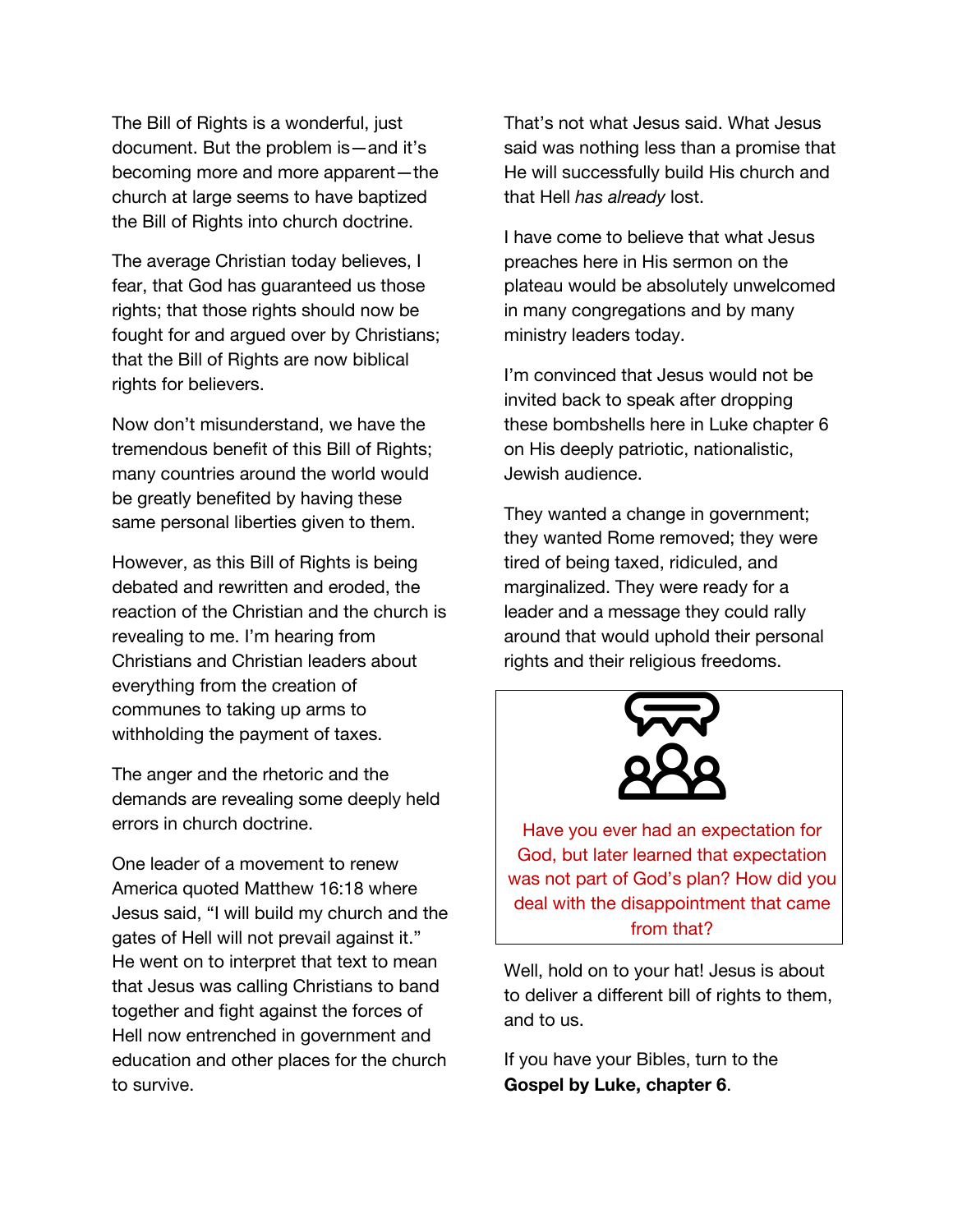The Bill of Rights is a wonderful, just document. But the problem is—and it's becoming more and more apparent—the church at large seems to have baptized the Bill of Rights into church doctrine.

The average Christian today believes, I fear, that God has guaranteed us those rights; that those rights should now be fought for and argued over by Christians; that the Bill of Rights are now biblical rights for believers.

Now don't misunderstand, we have the tremendous benefit of this Bill of Rights; many countries around the world would be greatly benefited by having these same personal liberties given to them.

However, as this Bill of Rights is being debated and rewritten and eroded, the reaction of the Christian and the church is revealing to me. I'm hearing from Christians and Christian leaders about everything from the creation of communes to taking up arms to withholding the payment of taxes.

The anger and the rhetoric and the demands are revealing some deeply held errors in church doctrine.

One leader of a movement to renew America quoted Matthew 16:18 where Jesus said, "I will build my church and the gates of Hell will not prevail against it." He went on to interpret that text to mean that Jesus was calling Christians to band together and fight against the forces of Hell now entrenched in government and education and other places for the church to survive.

That's not what Jesus said. What Jesus said was nothing less than a promise that He will successfully build His church and that Hell *has already* lost.

I have come to believe that what Jesus preaches here in His sermon on the plateau would be absolutely unwelcomed in many congregations and by many ministry leaders today.

I'm convinced that Jesus would not be invited back to speak after dropping these bombshells here in Luke chapter 6 on His deeply patriotic, nationalistic, Jewish audience.

They wanted a change in government; they wanted Rome removed; they were tired of being taxed, ridiculed, and marginalized. They were ready for a leader and a message they could rally around that would uphold their personal rights and their religious freedoms.

Have you ever had an expectation for God, but later learned that expectation was not part of God's plan? How did you deal with the disappointment that came from that?

Well, hold on to your hat! Jesus is about to deliver a different bill of rights to them, and to us.

If you have your Bibles, turn to the **Gospel by Luke, chapter 6**.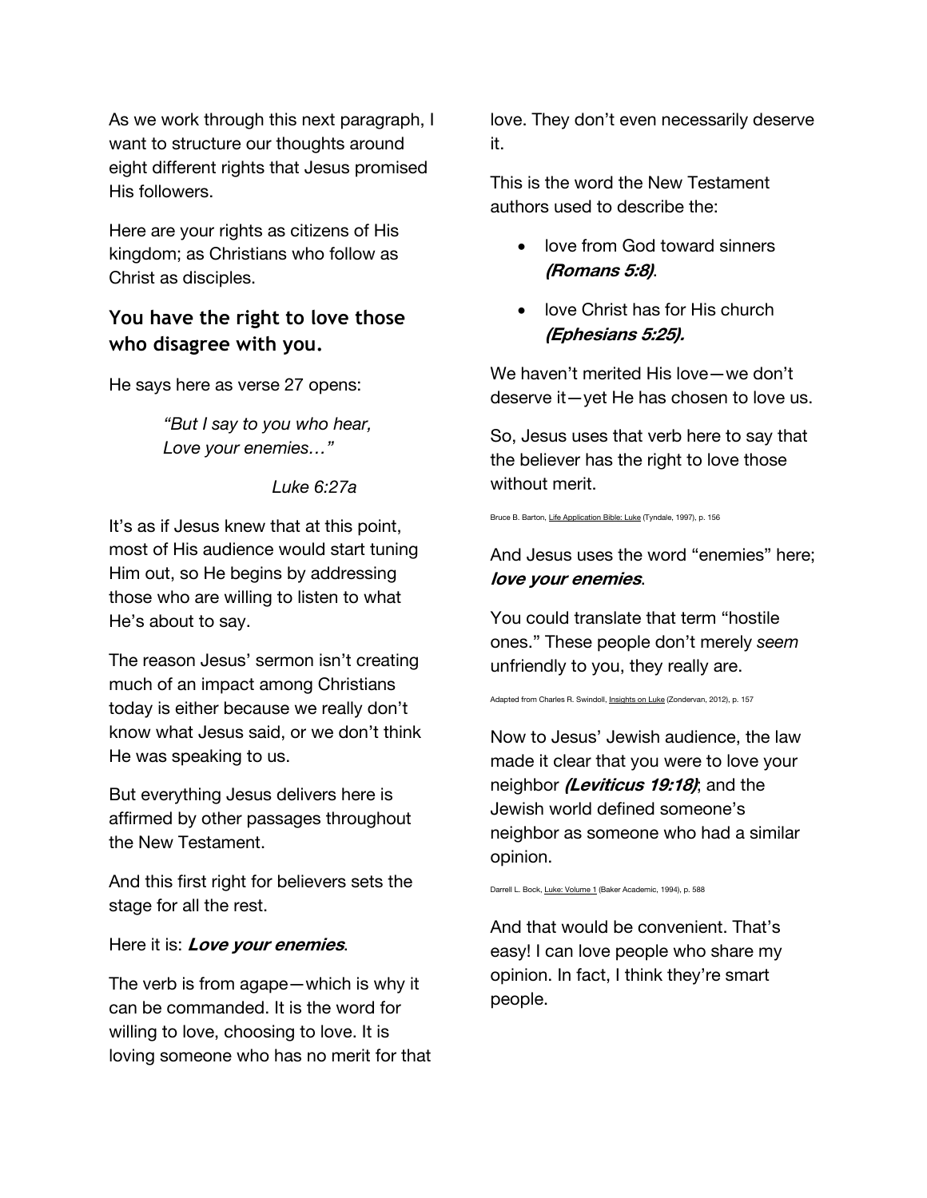As we work through this next paragraph, I want to structure our thoughts around eight different rights that Jesus promised His followers.

Here are your rights as citizens of His kingdom; as Christians who follow as Christ as disciples.

### You have the right to love those who disagree with you.

He says here as verse 27 opens:

> *"But I say to you who hear, Love your enemies…"*
>
> *Luke 6:27a*

It's as if Jesus knew that at this point, most of His audience would start tuning Him out, so He begins by addressing those who are willing to listen to what He's about to say.

The reason Jesus' sermon isn't creating much of an impact among Christians today is either because we really don't know what Jesus said, or we don't think He was speaking to us.

But everything Jesus delivers here is affirmed by other passages throughout the New Testament.

And this first right for believers sets the stage for all the rest.

Here it is: ***Love your enemies***.

The verb is from agape—which is why it can be commanded. It is the word for willing to love, choosing to love. It is loving someone who has no merit for that love. They don't even necessarily deserve it.

This is the word the New Testament authors used to describe the:

- love from God toward sinners ***(Romans 5:8)***.
- love Christ has for His church ***(Ephesians 5:25).***

We haven't merited His love—we don't deserve it—yet He has chosen to love us.

So, Jesus uses that verb here to say that the believer has the right to love those without merit.

Bruce B. Barton, Life Application Bible: Luke (Tyndale, 1997), p. 156

And Jesus uses the word "enemies" here; ***love your enemies***.

You could translate that term "hostile ones." These people don't merely *seem* unfriendly to you, they really are.

Adapted from Charles R. Swindoll, Insights on Luke (Zondervan, 2012), p. 157

Now to Jesus' Jewish audience, the law made it clear that you were to love your neighbor ***(Leviticus 19:18)***; and the Jewish world defined someone's neighbor as someone who had a similar opinion.

Darrell L. Bock, Luke: Volume 1 (Baker Academic, 1994), p. 588

And that would be convenient. That's easy! I can love people who share my opinion. In fact, I think they're smart people.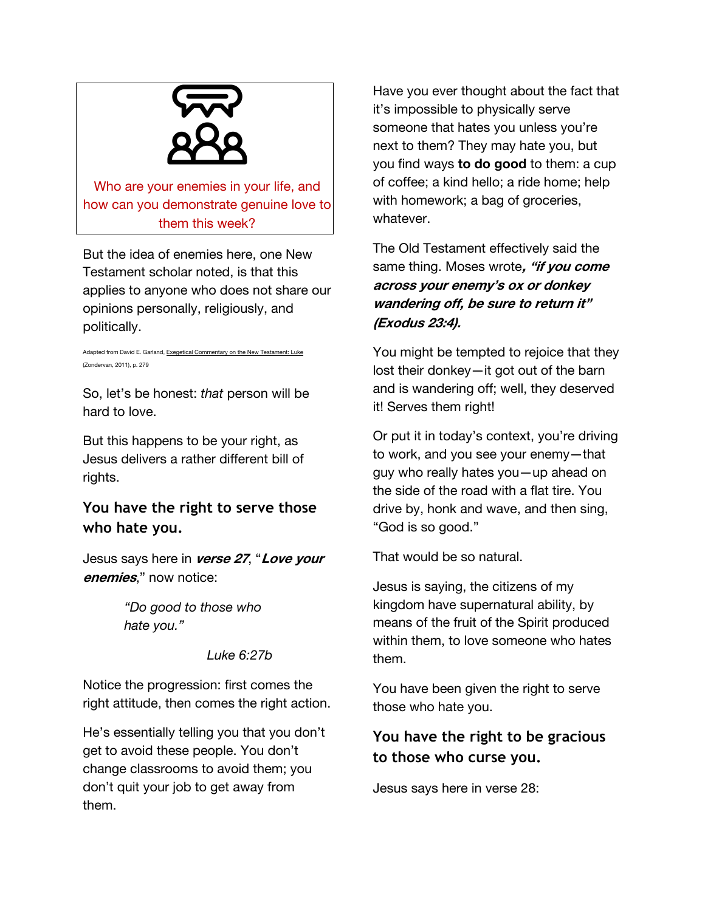Who are your enemies in your life, and how can you demonstrate genuine love to them this week?

But the idea of enemies here, one New Testament scholar noted, is that this applies to anyone who does not share our opinions personally, religiously, and politically.

Adapted from David E. Garland, Exegetical Commentary on the New Testament: Luke (Zondervan, 2011), p. 279

So, let's be honest: *that* person will be hard to love.

But this happens to be your right, as Jesus delivers a rather different bill of rights.

### You have the right to serve those who hate you.

Jesus says here in ***verse 27***, "***Love your enemies***," now notice:

> *"Do good to those who hate you."*
>
> *Luke 6:27b*

Notice the progression: first comes the right attitude, then comes the right action.

He's essentially telling you that you don't get to avoid these people. You don't change classrooms to avoid them; you don't quit your job to get away from them.

Have you ever thought about the fact that it's impossible to physically serve someone that hates you unless you're next to them? They may hate you, but you find ways **to do good** to them: a cup of coffee; a kind hello; a ride home; help with homework; a bag of groceries, whatever.

The Old Testament effectively said the same thing. Moses wrote***, "if you come across your enemy's ox or donkey wandering off, be sure to return it" (Exodus 23:4).***

You might be tempted to rejoice that they lost their donkey—it got out of the barn and is wandering off; well, they deserved it! Serves them right!

Or put it in today's context, you're driving to work, and you see your enemy—that guy who really hates you—up ahead on the side of the road with a flat tire. You drive by, honk and wave, and then sing, "God is so good."

That would be so natural.

Jesus is saying, the citizens of my kingdom have supernatural ability, by means of the fruit of the Spirit produced within them, to love someone who hates them.

You have been given the right to serve those who hate you.

### You have the right to be gracious to those who curse you.

Jesus says here in verse 28: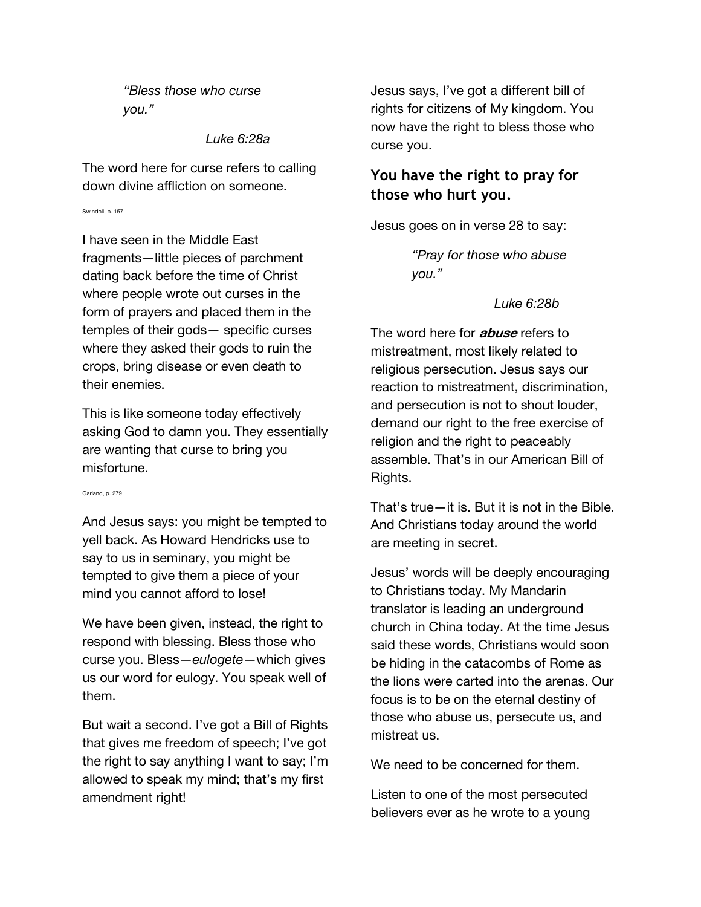*"Bless those who curse you."*

*Luke 6:28a*

The word here for curse refers to calling down divine affliction on someone.

Swindoll, p. 157

I have seen in the Middle East fragments—little pieces of parchment dating back before the time of Christ where people wrote out curses in the form of prayers and placed them in the temples of their gods— specific curses where they asked their gods to ruin the crops, bring disease or even death to their enemies.

This is like someone today effectively asking God to damn you. They essentially are wanting that curse to bring you misfortune.

Garland, p. 279

And Jesus says: you might be tempted to yell back. As Howard Hendricks use to say to us in seminary, you might be tempted to give them a piece of your mind you cannot afford to lose!

We have been given, instead, the right to respond with blessing. Bless those who curse you. Bless—*eulogete*—which gives us our word for eulogy. You speak well of them.

But wait a second. I've got a Bill of Rights that gives me freedom of speech; I've got the right to say anything I want to say; I'm allowed to speak my mind; that's my first amendment right!

Jesus says, I've got a different bill of rights for citizens of My kingdom. You now have the right to bless those who curse you.

## You have the right to pray for those who hurt you.

Jesus goes on in verse 28 to say:

*"Pray for those who abuse you."*

*Luke 6:28b*

The word here for ***abuse*** refers to mistreatment, most likely related to religious persecution. Jesus says our reaction to mistreatment, discrimination, and persecution is not to shout louder, demand our right to the free exercise of religion and the right to peaceably assemble. That's in our American Bill of Rights.

That's true—it is. But it is not in the Bible. And Christians today around the world are meeting in secret.

Jesus' words will be deeply encouraging to Christians today. My Mandarin translator is leading an underground church in China today. At the time Jesus said these words, Christians would soon be hiding in the catacombs of Rome as the lions were carted into the arenas. Our focus is to be on the eternal destiny of those who abuse us, persecute us, and mistreat us.

We need to be concerned for them.

Listen to one of the most persecuted believers ever as he wrote to a young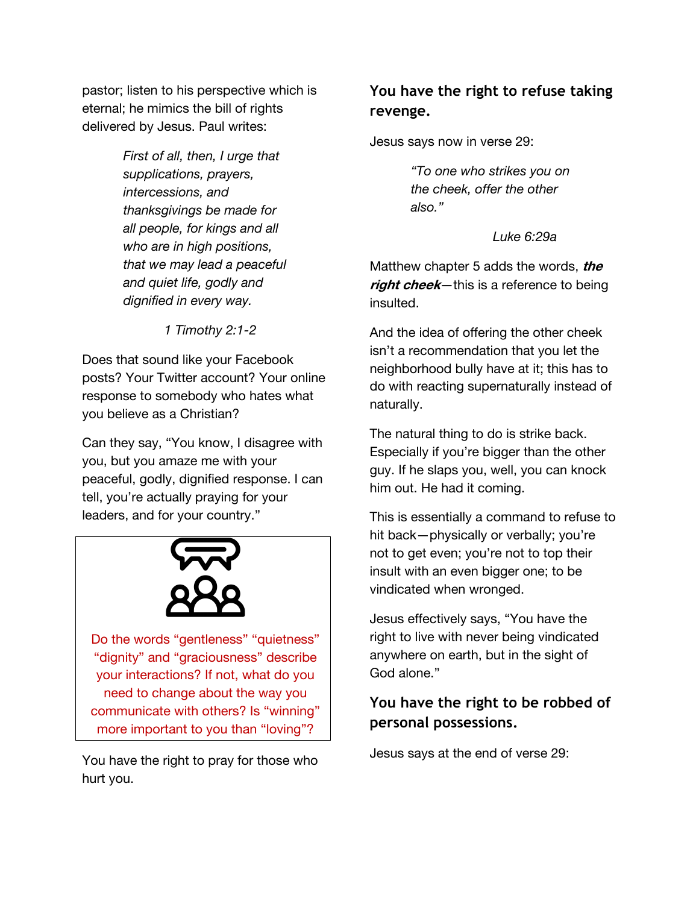pastor; listen to his perspective which is eternal; he mimics the bill of rights delivered by Jesus. Paul writes:

> *First of all, then, I urge that supplications, prayers, intercessions, and thanksgivings be made for all people, for kings and all who are in high positions, that we may lead a peaceful and quiet life, godly and dignified in every way.*
>
> *1 Timothy 2:1-2*

Does that sound like your Facebook posts? Your Twitter account? Your online response to somebody who hates what you believe as a Christian?

Can they say, "You know, I disagree with you, but you amaze me with your peaceful, godly, dignified response. I can tell, you're actually praying for your leaders, and for your country."

> Do the words "gentleness" "quietness" "dignity" and "graciousness" describe your interactions? If not, what do you need to change about the way you communicate with others? Is "winning" more important to you than "loving"?

You have the right to pray for those who hurt you.

### You have the right to refuse taking revenge.

Jesus says now in verse 29:

> *"To one who strikes you on the cheek, offer the other also."*
>
> *Luke 6:29a*

Matthew chapter 5 adds the words, ***the right cheek***—this is a reference to being insulted.

And the idea of offering the other cheek isn't a recommendation that you let the neighborhood bully have at it; this has to do with reacting supernaturally instead of naturally.

The natural thing to do is strike back. Especially if you're bigger than the other guy. If he slaps you, well, you can knock him out. He had it coming.

This is essentially a command to refuse to hit back—physically or verbally; you're not to get even; you're not to top their insult with an even bigger one; to be vindicated when wronged.

Jesus effectively says, "You have the right to live with never being vindicated anywhere on earth, but in the sight of God alone."

### You have the right to be robbed of personal possessions.

Jesus says at the end of verse 29: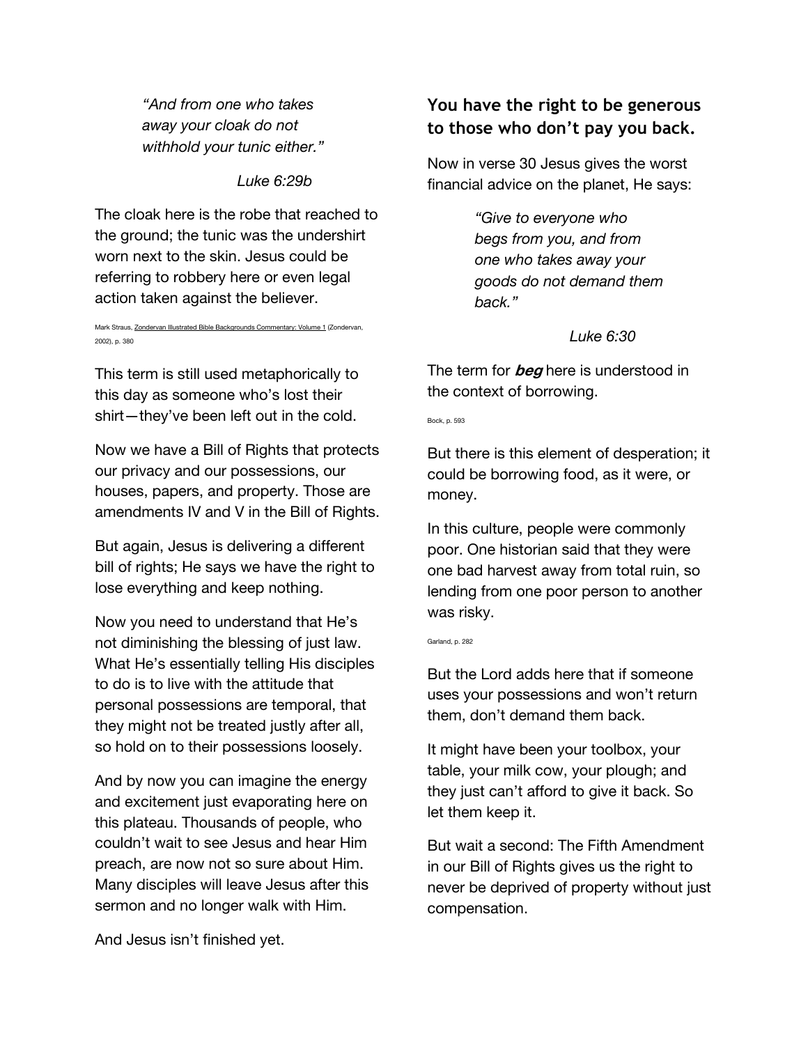*"And from one who takes away your cloak do not withhold your tunic either."*

*Luke 6:29b*

The cloak here is the robe that reached to the ground; the tunic was the undershirt worn next to the skin. Jesus could be referring to robbery here or even legal action taken against the believer.

Mark Straus, Zondervan Illustrated Bible Backgrounds Commentary: Volume 1 (Zondervan, 2002), p. 380

This term is still used metaphorically to this day as someone who's lost their shirt—they've been left out in the cold.

Now we have a Bill of Rights that protects our privacy and our possessions, our houses, papers, and property. Those are amendments IV and V in the Bill of Rights.

But again, Jesus is delivering a different bill of rights; He says we have the right to lose everything and keep nothing.

Now you need to understand that He's not diminishing the blessing of just law. What He's essentially telling His disciples to do is to live with the attitude that personal possessions are temporal, that they might not be treated justly after all, so hold on to their possessions loosely.

And by now you can imagine the energy and excitement just evaporating here on this plateau. Thousands of people, who couldn't wait to see Jesus and hear Him preach, are now not so sure about Him. Many disciples will leave Jesus after this sermon and no longer walk with Him.

And Jesus isn't finished yet.

## You have the right to be generous to those who don't pay you back.

Now in verse 30 Jesus gives the worst financial advice on the planet, He says:

*"Give to everyone who begs from you, and from one who takes away your goods do not demand them back."*

*Luke 6:30*

The term for ***beg*** here is understood in the context of borrowing.

Bock, p. 593

But there is this element of desperation; it could be borrowing food, as it were, or money.

In this culture, people were commonly poor. One historian said that they were one bad harvest away from total ruin, so lending from one poor person to another was risky.

Garland, p. 282

But the Lord adds here that if someone uses your possessions and won't return them, don't demand them back.

It might have been your toolbox, your table, your milk cow, your plough; and they just can't afford to give it back. So let them keep it.

But wait a second: The Fifth Amendment in our Bill of Rights gives us the right to never be deprived of property without just compensation.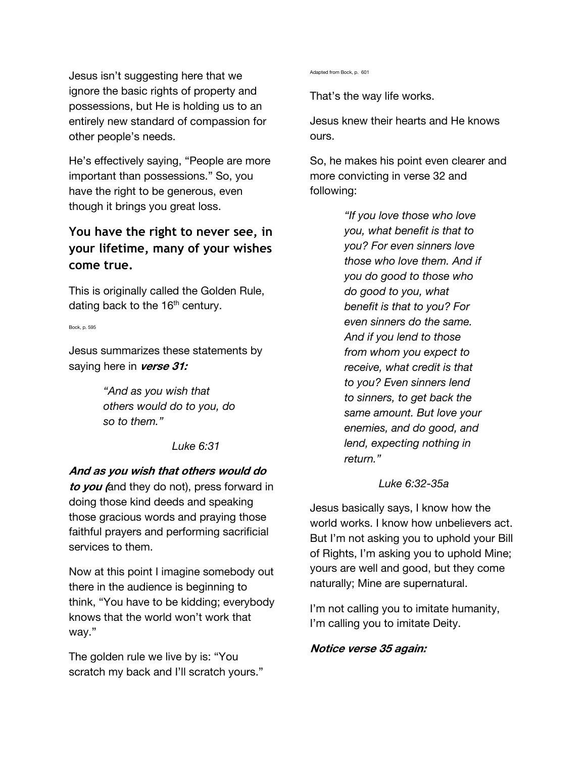Jesus isn't suggesting here that we ignore the basic rights of property and possessions, but He is holding us to an entirely new standard of compassion for other people's needs.

He's effectively saying, "People are more important than possessions." So, you have the right to be generous, even though it brings you great loss.

### You have the right to never see, in your lifetime, many of your wishes come true.

This is originally called the Golden Rule, dating back to the 16th century.

Bock, p. 595

Jesus summarizes these statements by saying here in ***verse 31:***

> *"And as you wish that others would do to you, do so to them."*
>
> *Luke 6:31*

***And as you wish that others would do to you (***and they do not), press forward in doing those kind deeds and speaking those gracious words and praying those faithful prayers and performing sacrificial services to them.

Now at this point I imagine somebody out there in the audience is beginning to think, "You have to be kidding; everybody knows that the world won't work that way."

The golden rule we live by is: "You scratch my back and I'll scratch yours."

Adapted from Bock, p. 601

That's the way life works.

Jesus knew their hearts and He knows ours.

So, he makes his point even clearer and more convicting in verse 32 and following:

> *"If you love those who love you, what benefit is that to you? For even sinners love those who love them. And if you do good to those who do good to you, what benefit is that to you? For even sinners do the same. And if you lend to those from whom you expect to receive, what credit is that to you? Even sinners lend to sinners, to get back the same amount. But love your enemies, and do good, and lend, expecting nothing in return."*
>
> *Luke 6:32-35a*

Jesus basically says, I know how the world works. I know how unbelievers act. But I'm not asking you to uphold your Bill of Rights, I'm asking you to uphold Mine; yours are well and good, but they come naturally; Mine are supernatural.

I'm not calling you to imitate humanity, I'm calling you to imitate Deity.

***Notice verse 35 again:***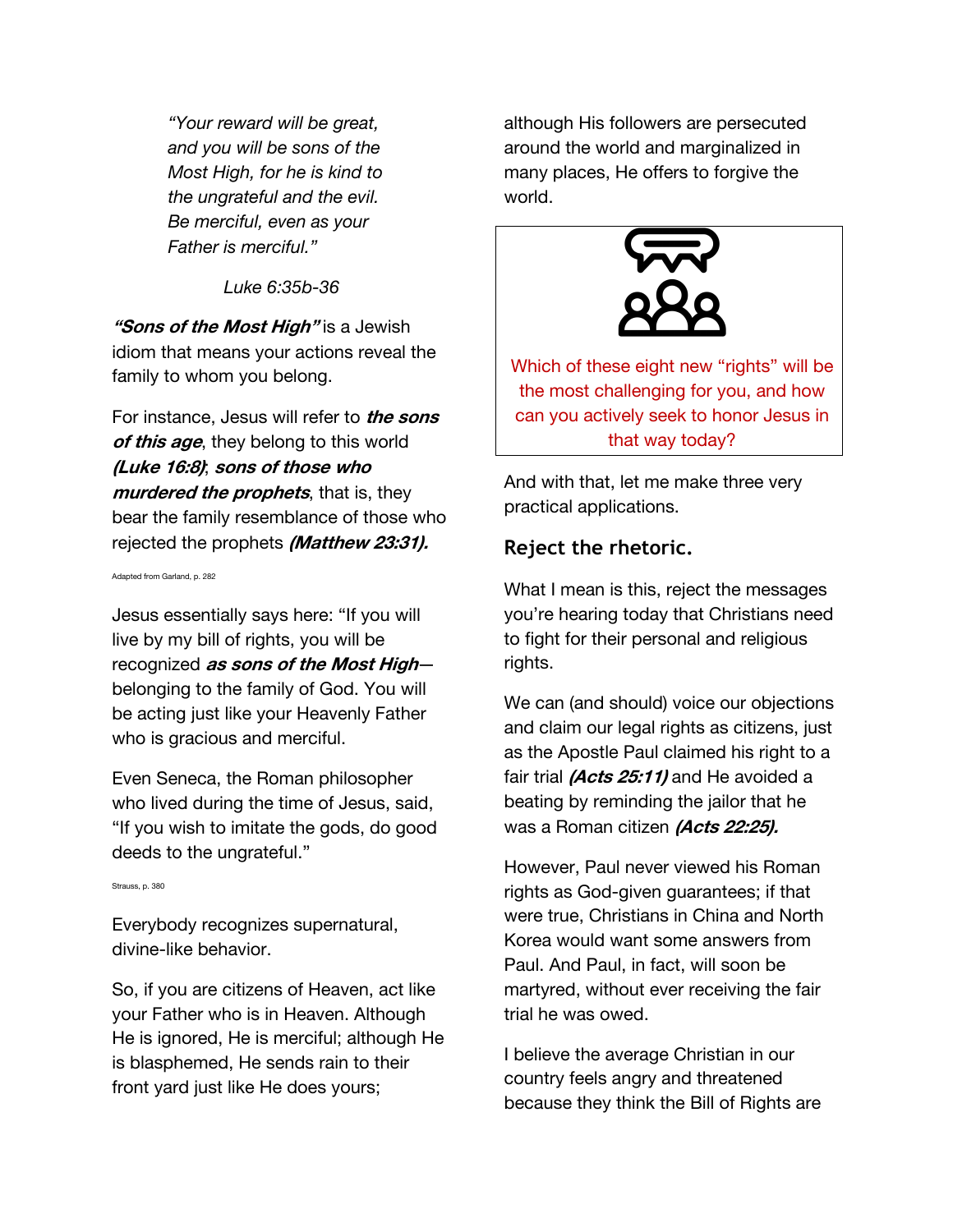*"Your reward will be great, and you will be sons of the Most High, for he is kind to the ungrateful and the evil. Be merciful, even as your Father is merciful."*

*Luke 6:35b-36*

***"Sons of the Most High"*** is a Jewish idiom that means your actions reveal the family to whom you belong.

For instance, Jesus will refer to ***the sons of this age***, they belong to this world ***(Luke 16:8)***; ***sons of those who murdered the prophets***, that is, they bear the family resemblance of those who rejected the prophets ***(Matthew 23:31).***

Adapted from Garland, p. 282

Jesus essentially says here: "If you will live by my bill of rights, you will be recognized ***as sons of the Most High***— belonging to the family of God. You will be acting just like your Heavenly Father who is gracious and merciful.

Even Seneca, the Roman philosopher who lived during the time of Jesus, said, "If you wish to imitate the gods, do good deeds to the ungrateful."

Strauss, p. 380

Everybody recognizes supernatural, divine-like behavior.

So, if you are citizens of Heaven, act like your Father who is in Heaven. Although He is ignored, He is merciful; although He is blasphemed, He sends rain to their front yard just like He does yours; although His followers are persecuted around the world and marginalized in many places, He offers to forgive the world.

Which of these eight new "rights" will be the most challenging for you, and how can you actively seek to honor Jesus in that way today?

And with that, let me make three very practical applications.

## Reject the rhetoric.

What I mean is this, reject the messages you're hearing today that Christians need to fight for their personal and religious rights.

We can (and should) voice our objections and claim our legal rights as citizens, just as the Apostle Paul claimed his right to a fair trial ***(Acts 25:11)*** and He avoided a beating by reminding the jailor that he was a Roman citizen ***(Acts 22:25).***

However, Paul never viewed his Roman rights as God-given guarantees; if that were true, Christians in China and North Korea would want some answers from Paul. And Paul, in fact, will soon be martyred, without ever receiving the fair trial he was owed.

I believe the average Christian in our country feels angry and threatened because they think the Bill of Rights are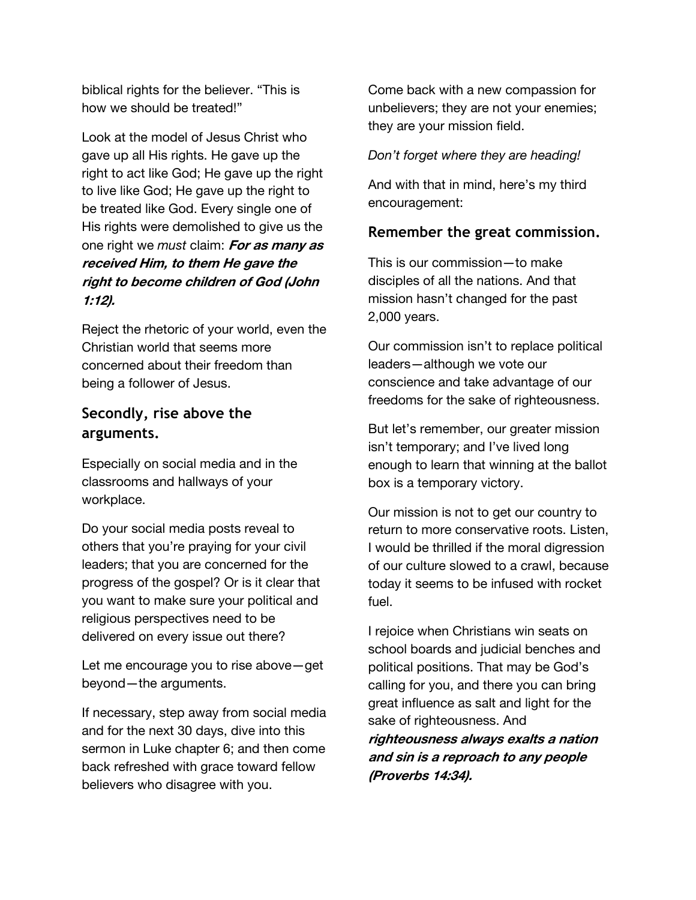biblical rights for the believer. "This is how we should be treated!"

Look at the model of Jesus Christ who gave up all His rights. He gave up the right to act like God; He gave up the right to live like God; He gave up the right to be treated like God. Every single one of His rights were demolished to give us the one right we *must* claim: ***For as many as received Him, to them He gave the right to become children of God (John 1:12).***

Reject the rhetoric of your world, even the Christian world that seems more concerned about their freedom than being a follower of Jesus.

### Secondly, rise above the arguments.

Especially on social media and in the classrooms and hallways of your workplace.

Do your social media posts reveal to others that you're praying for your civil leaders; that you are concerned for the progress of the gospel? Or is it clear that you want to make sure your political and religious perspectives need to be delivered on every issue out there?

Let me encourage you to rise above—get beyond—the arguments.

If necessary, step away from social media and for the next 30 days, dive into this sermon in Luke chapter 6; and then come back refreshed with grace toward fellow believers who disagree with you.

Come back with a new compassion for unbelievers; they are not your enemies; they are your mission field.

*Don't forget where they are heading!*

And with that in mind, here's my third encouragement:

### Remember the great commission.

This is our commission—to make disciples of all the nations. And that mission hasn't changed for the past 2,000 years.

Our commission isn't to replace political leaders—although we vote our conscience and take advantage of our freedoms for the sake of righteousness.

But let's remember, our greater mission isn't temporary; and I've lived long enough to learn that winning at the ballot box is a temporary victory.

Our mission is not to get our country to return to more conservative roots. Listen, I would be thrilled if the moral digression of our culture slowed to a crawl, because today it seems to be infused with rocket fuel.

I rejoice when Christians win seats on school boards and judicial benches and political positions. That may be God's calling for you, and there you can bring great influence as salt and light for the sake of righteousness. And ***righteousness always exalts a nation and sin is a reproach to any people (Proverbs 14:34).***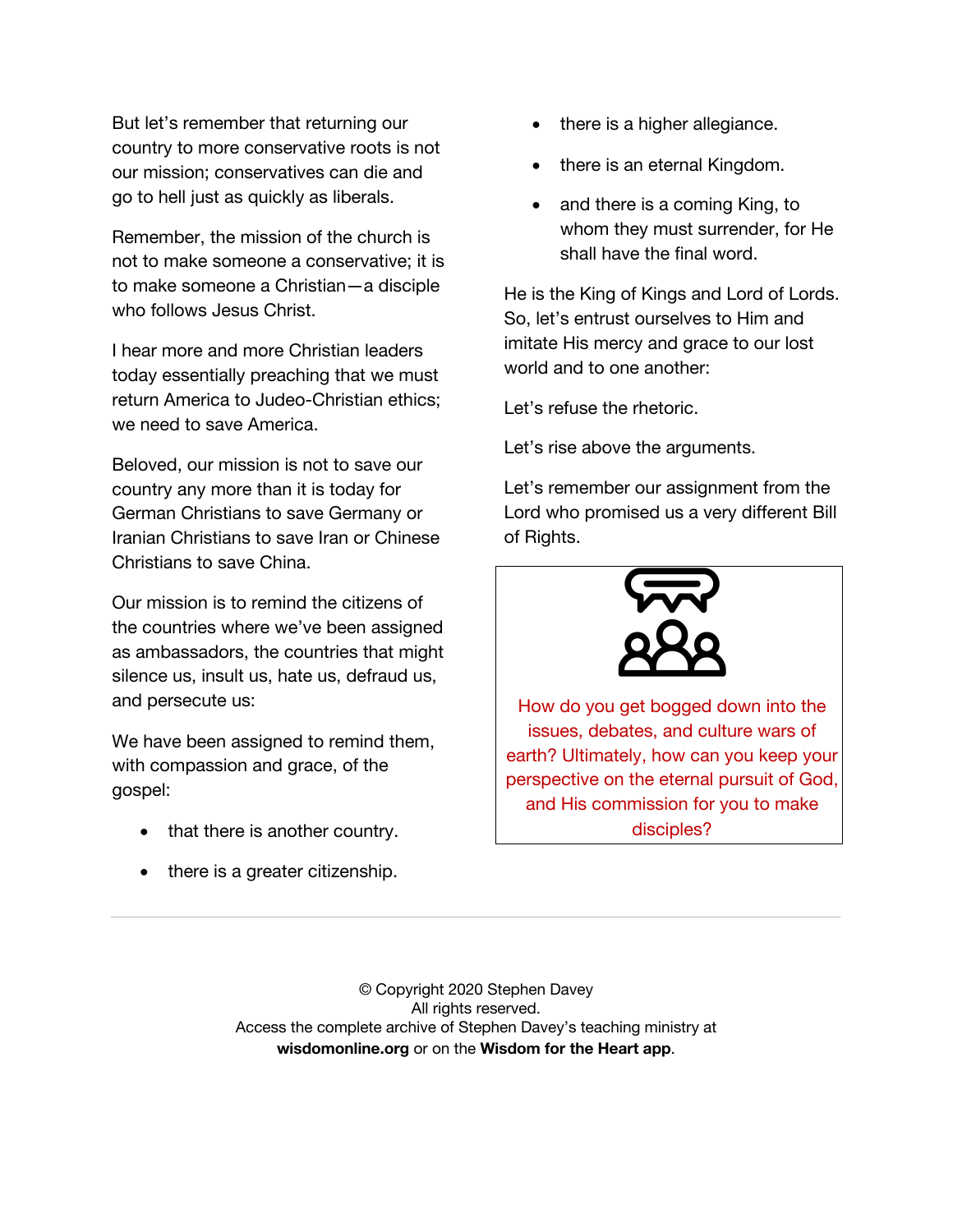But let's remember that returning our country to more conservative roots is not our mission; conservatives can die and go to hell just as quickly as liberals.

Remember, the mission of the church is not to make someone a conservative; it is to make someone a Christian—a disciple who follows Jesus Christ.

I hear more and more Christian leaders today essentially preaching that we must return America to Judeo-Christian ethics; we need to save America.

Beloved, our mission is not to save our country any more than it is today for German Christians to save Germany or Iranian Christians to save Iran or Chinese Christians to save China.

Our mission is to remind the citizens of the countries where we've been assigned as ambassadors, the countries that might silence us, insult us, hate us, defraud us, and persecute us:

We have been assigned to remind them, with compassion and grace, of the gospel:

- that there is another country.
- there is a greater citizenship.
- there is a higher allegiance.
- there is an eternal Kingdom.
- and there is a coming King, to whom they must surrender, for He shall have the final word.

He is the King of Kings and Lord of Lords. So, let's entrust ourselves to Him and imitate His mercy and grace to our lost world and to one another:

Let's refuse the rhetoric.

Let's rise above the arguments.

Let's remember our assignment from the Lord who promised us a very different Bill of Rights.

How do you get bogged down into the issues, debates, and culture wars of earth? Ultimately, how can you keep your perspective on the eternal pursuit of God, and His commission for you to make disciples?

© Copyright 2020 Stephen Davey
All rights reserved.
Access the complete archive of Stephen Davey's teaching ministry at **wisdomonline.org** or on the **Wisdom for the Heart app**.